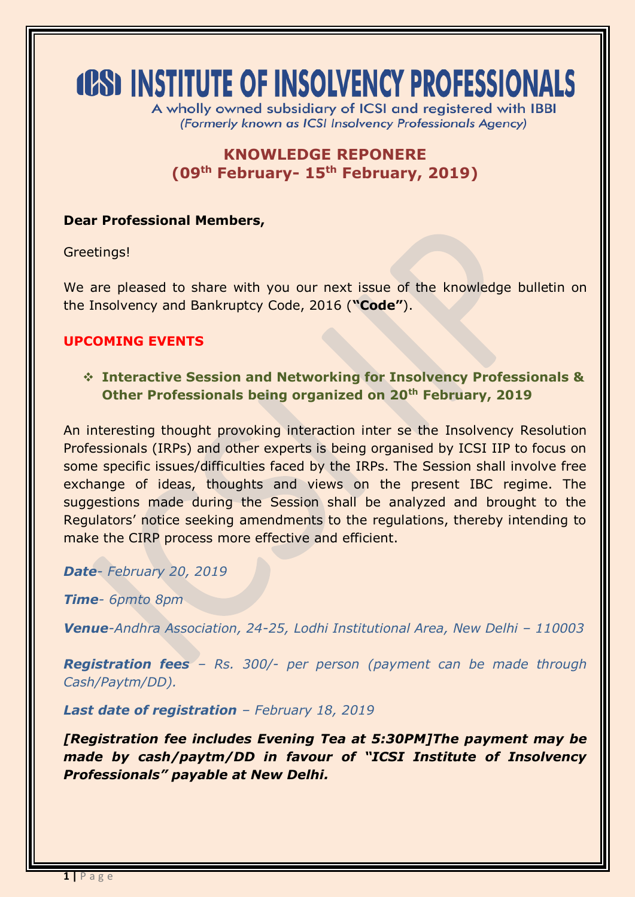# ICSI INSTITUTE OF INSOLVENCY PROFESSIONALS

A wholly owned subsidiary of ICSI and registered with IBBI
*(Formerly known as ICSI Insolvency Professionals Agency)*

## KNOWLEDGE REPONERE
## (09th February- 15th February, 2019)

**Dear Professional Members,**

Greetings!

We are pleased to share with you our next issue of the knowledge bulletin on the Insolvency and Bankruptcy Code, 2016 (**"Code"**).

### UPCOMING EVENTS

- **Interactive Session and Networking for Insolvency Professionals & Other Professionals being organized on 20th February, 2019**

An interesting thought provoking interaction inter se the Insolvency Resolution Professionals (IRPs) and other experts is being organised by ICSI IIP to focus on some specific issues/difficulties faced by the IRPs. The Session shall involve free exchange of ideas, thoughts and views on the present IBC regime. The suggestions made during the Session shall be analyzed and brought to the Regulators' notice seeking amendments to the regulations, thereby intending to make the CIRP process more effective and efficient.

***Date****- February 20, 2019*

***Time****- 6pmto 8pm*

***Venue****-Andhra Association, 24-25, Lodhi Institutional Area, New Delhi – 110003*

***Registration fees*** *– Rs. 300/- per person (payment can be made through Cash/Paytm/DD).*

***Last date of registration*** *– February 18, 2019*

***[Registration fee includes Evening Tea at 5:30PM]The payment may be made by cash/paytm/DD in favour of "ICSI Institute of Insolvency Professionals" payable at New Delhi.***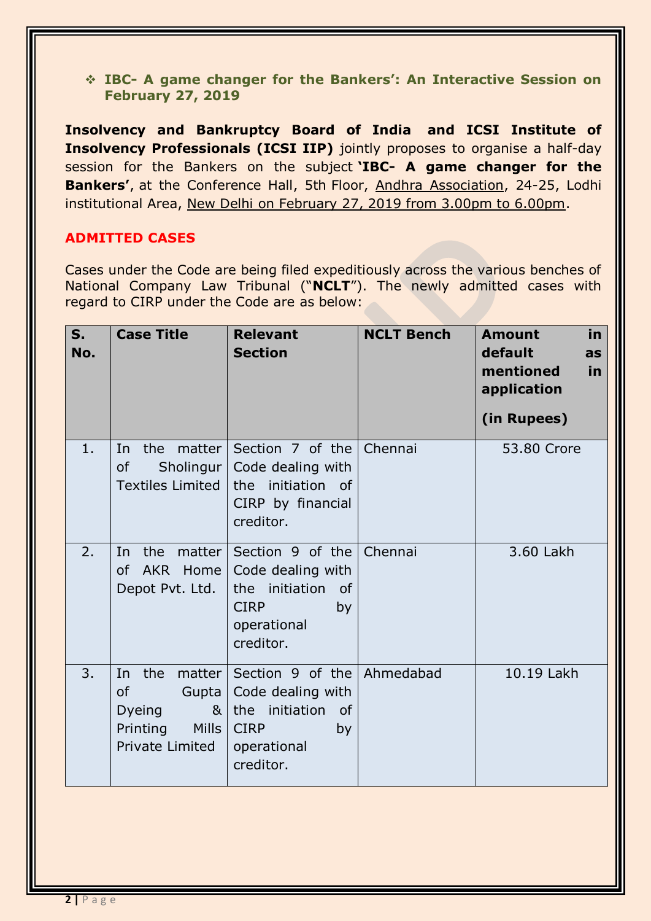- **IBC- A game changer for the Bankers': An Interactive Session on February 27, 2019**

**Insolvency and Bankruptcy Board of India and ICSI Institute of Insolvency Professionals (ICSI IIP)** jointly proposes to organise a half-day session for the Bankers on the subject **'IBC- A game changer for the Bankers'**, at the Conference Hall, 5th Floor, Andhra Association, 24-25, Lodhi institutional Area, New Delhi on February 27, 2019 from 3.00pm to 6.00pm.

## ADMITTED CASES

Cases under the Code are being filed expeditiously across the various benches of National Company Law Tribunal ("**NCLT**"). The newly admitted cases with regard to CIRP under the Code are as below:

| S. No. | Case Title | Relevant Section | NCLT Bench | Amount in default as mentioned in application (in Rupees) |
|---|---|---|---|---|
| 1. | In the matter of Sholingur Textiles Limited | Section 7 of the Code dealing with the initiation of CIRP by financial creditor. | Chennai | 53.80 Crore |
| 2. | In the matter of AKR Home Depot Pvt. Ltd. | Section 9 of the Code dealing with the initiation of CIRP by operational creditor. | Chennai | 3.60 Lakh |
| 3. | In the matter of Gupta Dyeing & Printing Mills Private Limited | Section 9 of the Code dealing with the initiation of CIRP by operational creditor. | Ahmedabad | 10.19 Lakh |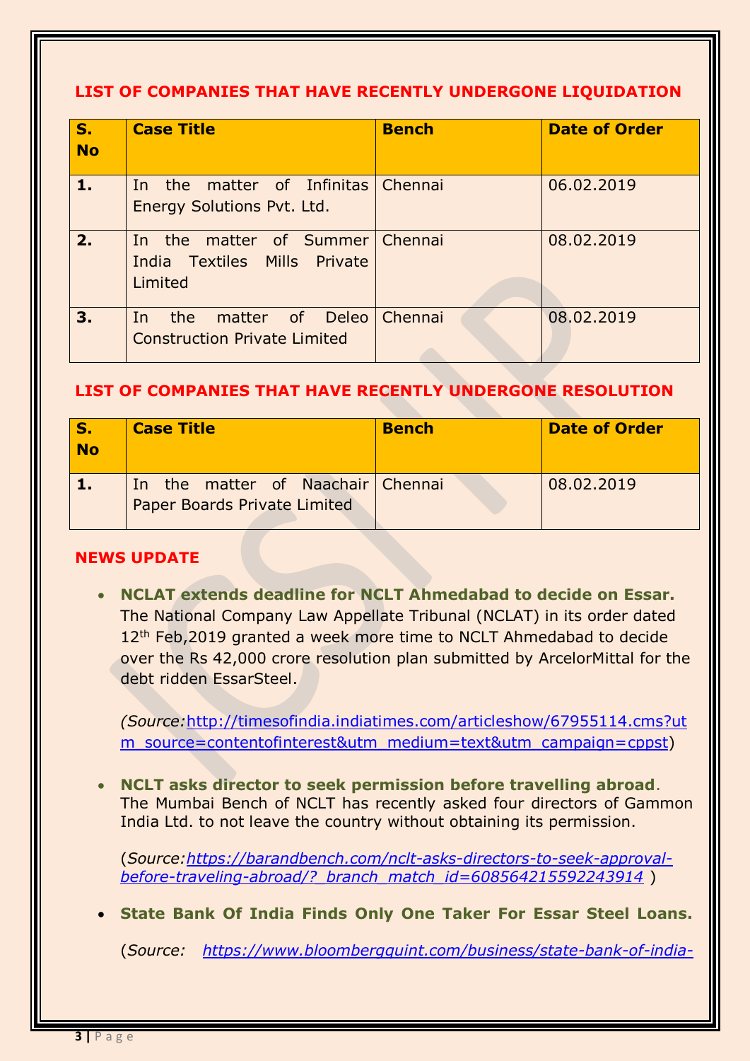## LIST OF COMPANIES THAT HAVE RECENTLY UNDERGONE LIQUIDATION

| S. No | Case Title | Bench | Date of Order |
|---|---|---|---|
| **1.** | In the matter of Infinitas Energy Solutions Pvt. Ltd. | Chennai | 06.02.2019 |
| **2.** | In the matter of Summer India Textiles Mills Private Limited | Chennai | 08.02.2019 |
| **3.** | In the matter of Deleo Construction Private Limited | Chennai | 08.02.2019 |

## LIST OF COMPANIES THAT HAVE RECENTLY UNDERGONE RESOLUTION

| S. No | Case Title | Bench | Date of Order |
|---|---|---|---|
| **1.** | In the matter of Naachair Paper Boards Private Limited | Chennai | 08.02.2019 |

## NEWS UPDATE

- **NCLAT extends deadline for NCLT Ahmedabad to decide on Essar.** The National Company Law Appellate Tribunal (NCLAT) in its order dated 12th Feb,2019 granted a week more time to NCLT Ahmedabad to decide over the Rs 42,000 crore resolution plan submitted by ArcelorMittal for the debt ridden EssarSteel.

  *(Source:*http://timesofindia.indiatimes.com/articleshow/67955114.cms?utm_source=contentofinterest&utm_medium=text&utm_campaign=cppst)

- **NCLT asks director to seek permission before travelling abroad**. The Mumbai Bench of NCLT has recently asked four directors of Gammon India Ltd. to not leave the country without obtaining its permission.

  (*Source:https://barandbench.com/nclt-asks-directors-to-seek-approval-before-traveling-abroad/?_branch_match_id=608564215592243914* )

- **State Bank Of India Finds Only One Taker For Essar Steel Loans.**

  (*Source:* *https://www.bloombergquint.com/business/state-bank-of-india-*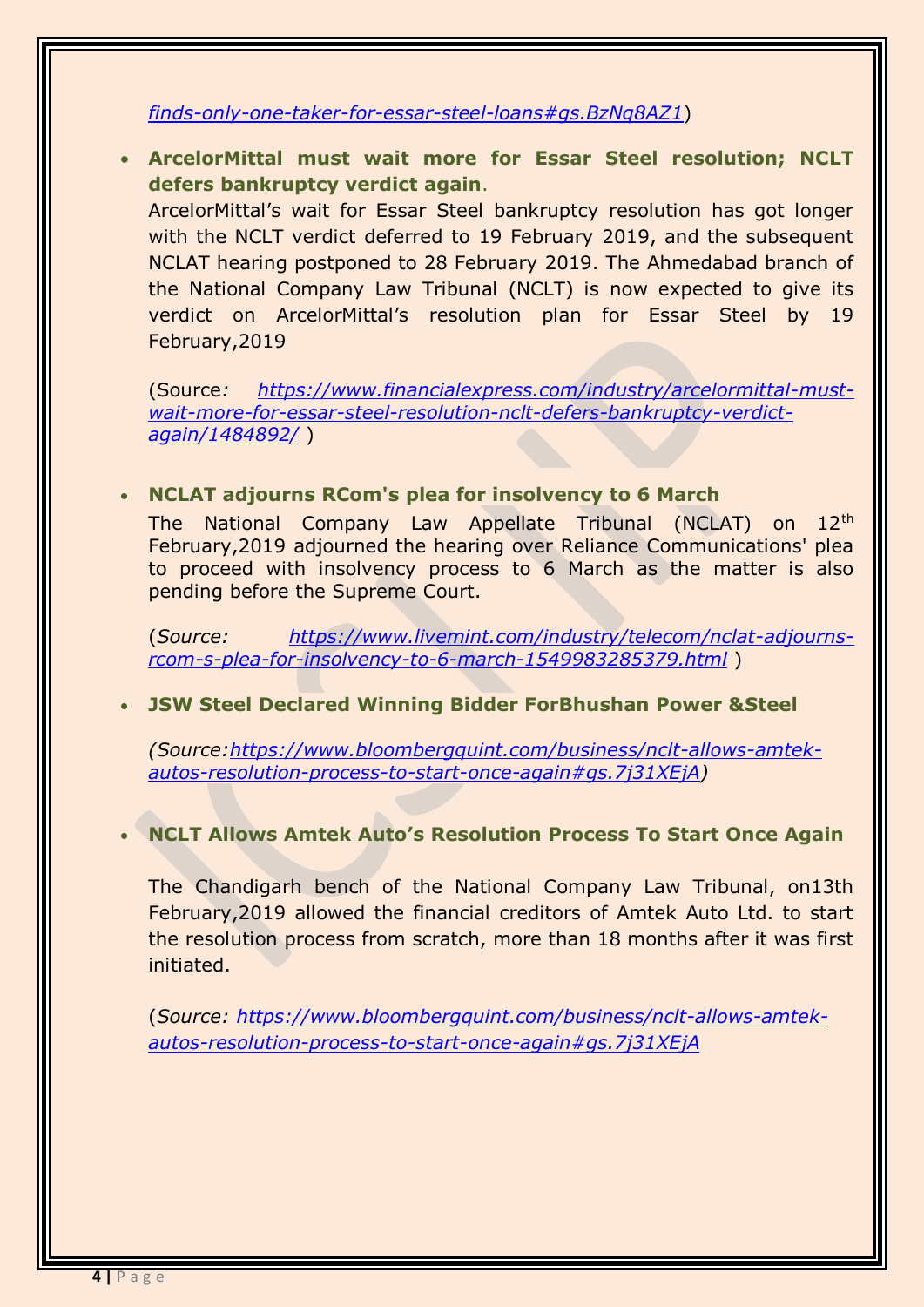*finds-only-one-taker-for-essar-steel-loans#gs.BzNq8AZ1*)

- **ArcelorMittal must wait more for Essar Steel resolution; NCLT defers bankruptcy verdict again**.

  ArcelorMittal's wait for Essar Steel bankruptcy resolution has got longer with the NCLT verdict deferred to 19 February 2019, and the subsequent NCLAT hearing postponed to 28 February 2019. The Ahmedabad branch of the National Company Law Tribunal (NCLT) is now expected to give its verdict on ArcelorMittal's resolution plan for Essar Steel by 19 February,2019

  (Source*:* *https://www.financialexpress.com/industry/arcelormittal-must-wait-more-for-essar-steel-resolution-nclt-defers-bankruptcy-verdict-again/1484892/* )

- **NCLAT adjourns RCom's plea for insolvency to 6 March**

  The National Company Law Appellate Tribunal (NCLAT) on 12th February,2019 adjourned the hearing over Reliance Communications' plea to proceed with insolvency process to 6 March as the matter is also pending before the Supreme Court.

  (*Source:* *https://www.livemint.com/industry/telecom/nclat-adjourns-rcom-s-plea-for-insolvency-to-6-march-1549983285379.html* )

- **JSW Steel Declared Winning Bidder ForBhushan Power &Steel**

  *(Source:https://www.bloombergquint.com/business/nclt-allows-amtek-autos-resolution-process-to-start-once-again#gs.7j31XEjA)*

- **NCLT Allows Amtek Auto's Resolution Process To Start Once Again**

  The Chandigarh bench of the National Company Law Tribunal, on13th February,2019 allowed the financial creditors of Amtek Auto Ltd. to start the resolution process from scratch, more than 18 months after it was first initiated.

  (*Source: https://www.bloombergquint.com/business/nclt-allows-amtek-autos-resolution-process-to-start-once-again#gs.7j31XEjA*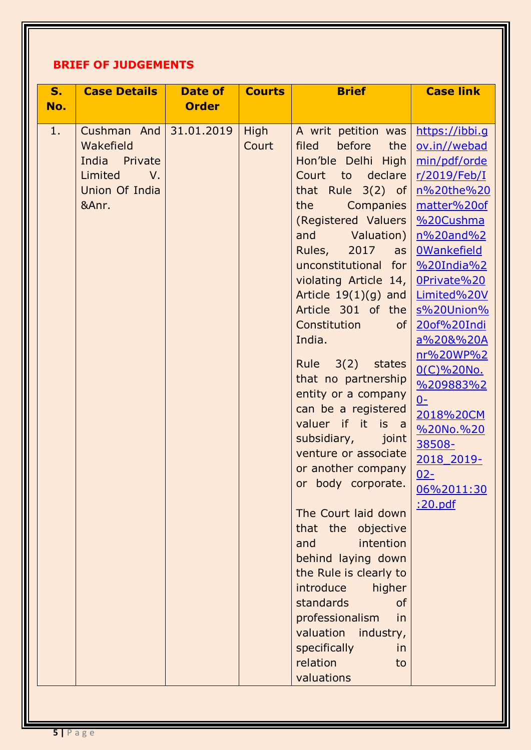## BRIEF OF JUDGEMENTS

| S. No. | Case Details | Date of Order | Courts | Brief | Case link |
|---|---|---|---|---|---|
| 1. | Cushman And Wakefield India Private Limited V. Union Of India &Anr. | 31.01.2019 | High Court | A writ petition was filed before the Hon'ble Delhi High Court to declare that Rule 3(2) of the Companies (Registered Valuers and Valuation) Rules, 2017 as unconstitutional for violating Article 14, Article 19(1)(g) and Article 301 of the Constitution of India.<br><br>Rule 3(2) states that no partnership entity or a company can be a registered valuer if it is a subsidiary, joint venture or associate or another company or body corporate.<br><br>The Court laid down that the objective and intention behind laying down the Rule is clearly to introduce higher standards of professionalism in valuation industry, specifically in relation to valuations | https://ibbi.gov.in//webadmin/pdf/order/2019/Feb/In%20the%20matter%20of%20Cushman%20and%20Wankefield%20India%20Private%20Limited%20Vs%20Union%20of%20India%20&%20Anr%20WP%20(C)%20No.%209883%20-2018%20CM%20No.%2038508-2018_2019-02-06%2011:30:20.pdf |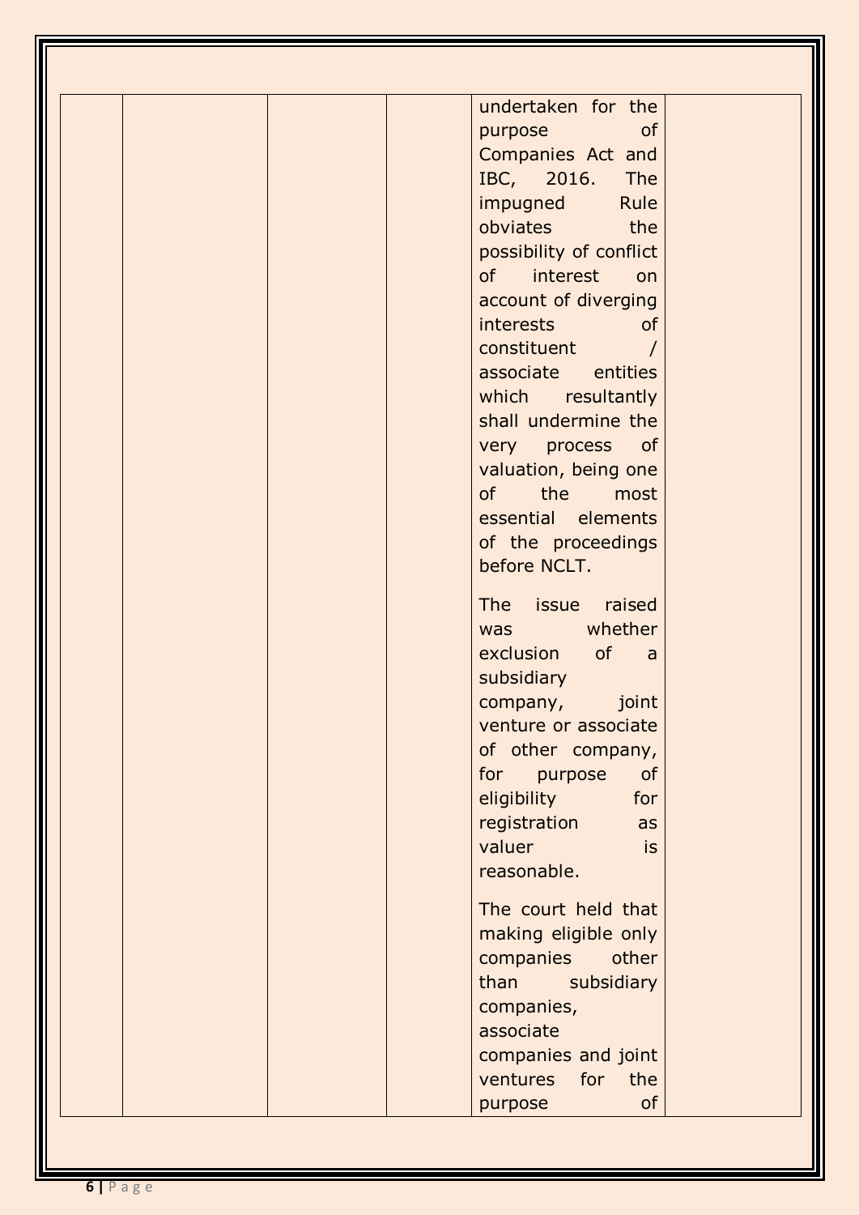|  |  |  |  | undertaken for the purpose of Companies Act and IBC, 2016. The impugned Rule obviates the possibility of conflict of interest on account of diverging interests of constituent / associate entities which resultantly shall undermine the very process of valuation, being one of the most essential elements of the proceedings before NCLT.<br><br>The issue raised was whether exclusion of a subsidiary company, joint venture or associate of other company, for purpose of eligibility for registration as valuer is reasonable.<br><br>The court held that making eligible only companies other than subsidiary companies, associate companies and joint ventures for the purpose of |  |
|---|---|---|---|---|---|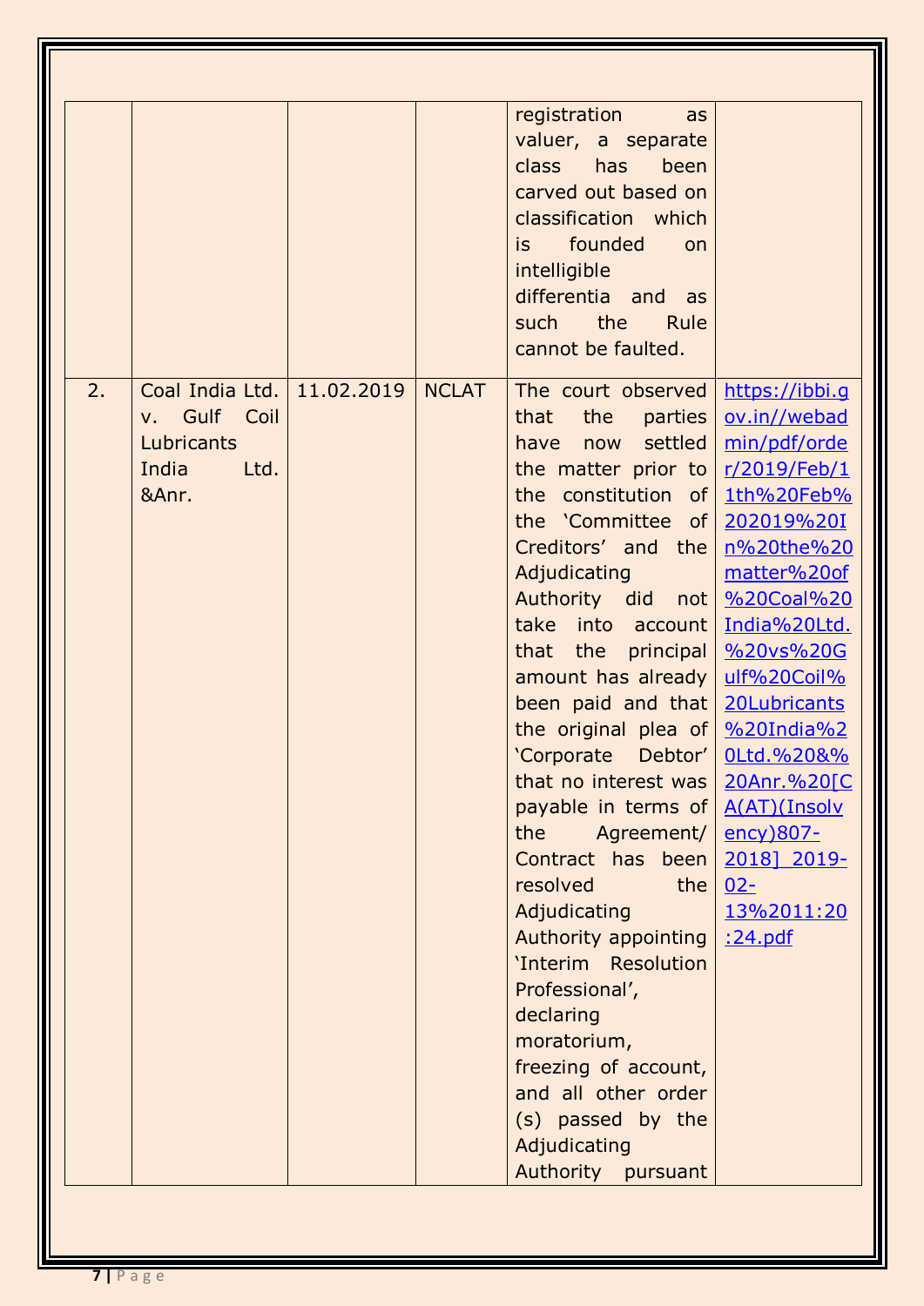| | | | | registration as valuer, a separate class has been carved out based on classification which is founded on intelligible differentia and as such the Rule cannot be faulted. | |
|---|---|---|---|---|---|
| 2. | Coal India Ltd. v. Gulf Coil Lubricants India Ltd. &Anr. | 11.02.2019 | NCLAT | The court observed that the parties have now settled the matter prior to the constitution of the 'Committee of Creditors' and the Adjudicating Authority did not take into account that the principal amount has already been paid and that the original plea of 'Corporate Debtor' that no interest was payable in terms of the Agreement/ Contract has been resolved the Adjudicating Authority appointing 'Interim Resolution Professional', declaring moratorium, freezing of account, and all other order (s) passed by the Adjudicating Authority pursuant | https://ibbi.gov.in//webadmin/pdf/order/2019/Feb/11th%20Feb%202019%20In%20the%20matter%20of%20Coal%20India%20Ltd.%20vs%20Gulf%20Coil%20Lubricants%20India%20Ltd.%20&%20Anr.%20[CA(AT)(Insolvency)807-2018]_2019-02-13%2011:20:24.pdf |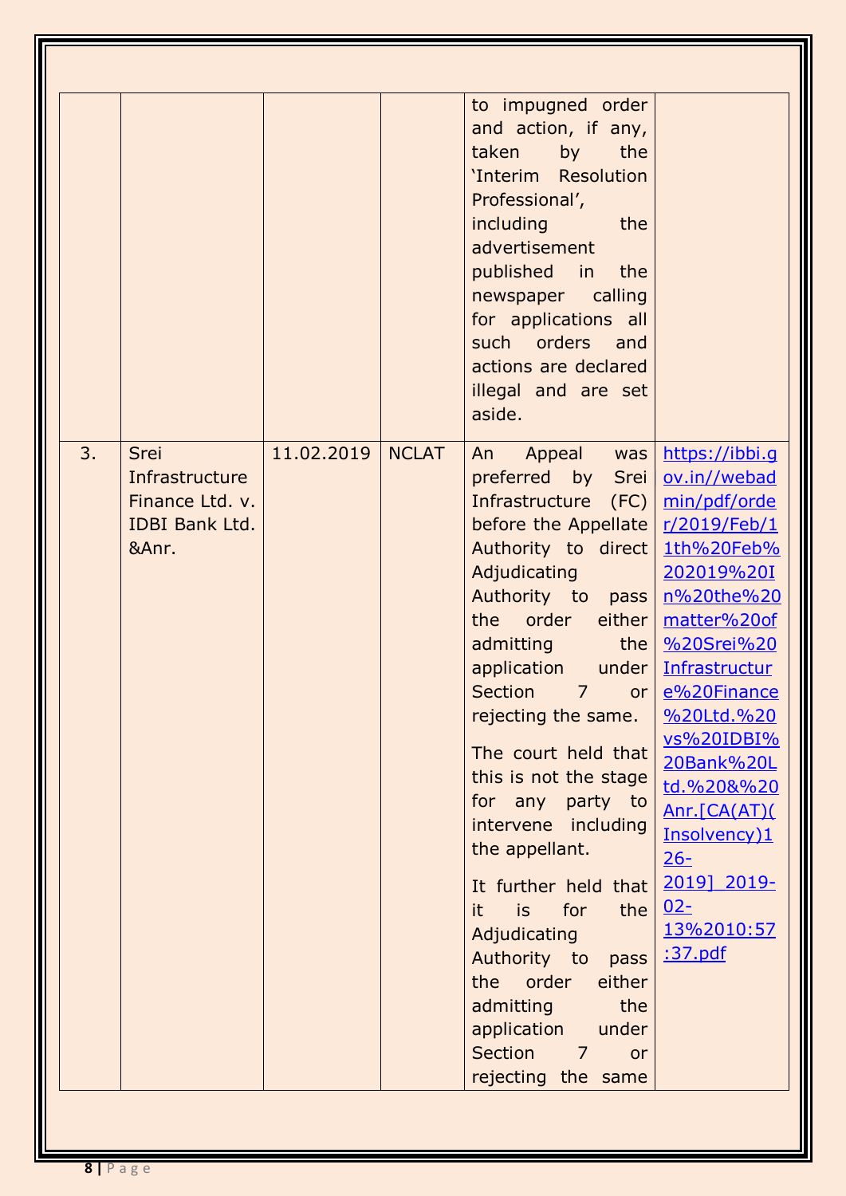| | | | | | |
|---|---|---|---|---|---|
| | | | | to impugned order and action, if any, taken by the 'Interim Resolution Professional', including the advertisement published in the newspaper calling for applications all such orders and actions are declared illegal and are set aside. | |
| 3. | Srei Infrastructure Finance Ltd. v. IDBI Bank Ltd. &Anr. | 11.02.2019 | NCLAT | An Appeal was preferred by Srei Infrastructure (FC) before the Appellate Authority to direct Adjudicating Authority to pass the order either admitting the application under Section 7 or rejecting the same.<br><br>The court held that this is not the stage for any party to intervene including the appellant.<br><br>It further held that it is for the Adjudicating Authority to pass the order either admitting the application under Section 7 or rejecting the same | https://ibbi.gov.in//webadmin/pdf/order/2019/Feb/11th%20Feb%202019%20In%20the%20matter%20of%20Srei%20Infrastructure%20Finance%20Ltd.%20vs%20IDBI%20Bank%20Ltd.%20&%20Anr.[CA(AT)(Insolvency)126-2019]_2019-02-13%2010:57:37.pdf |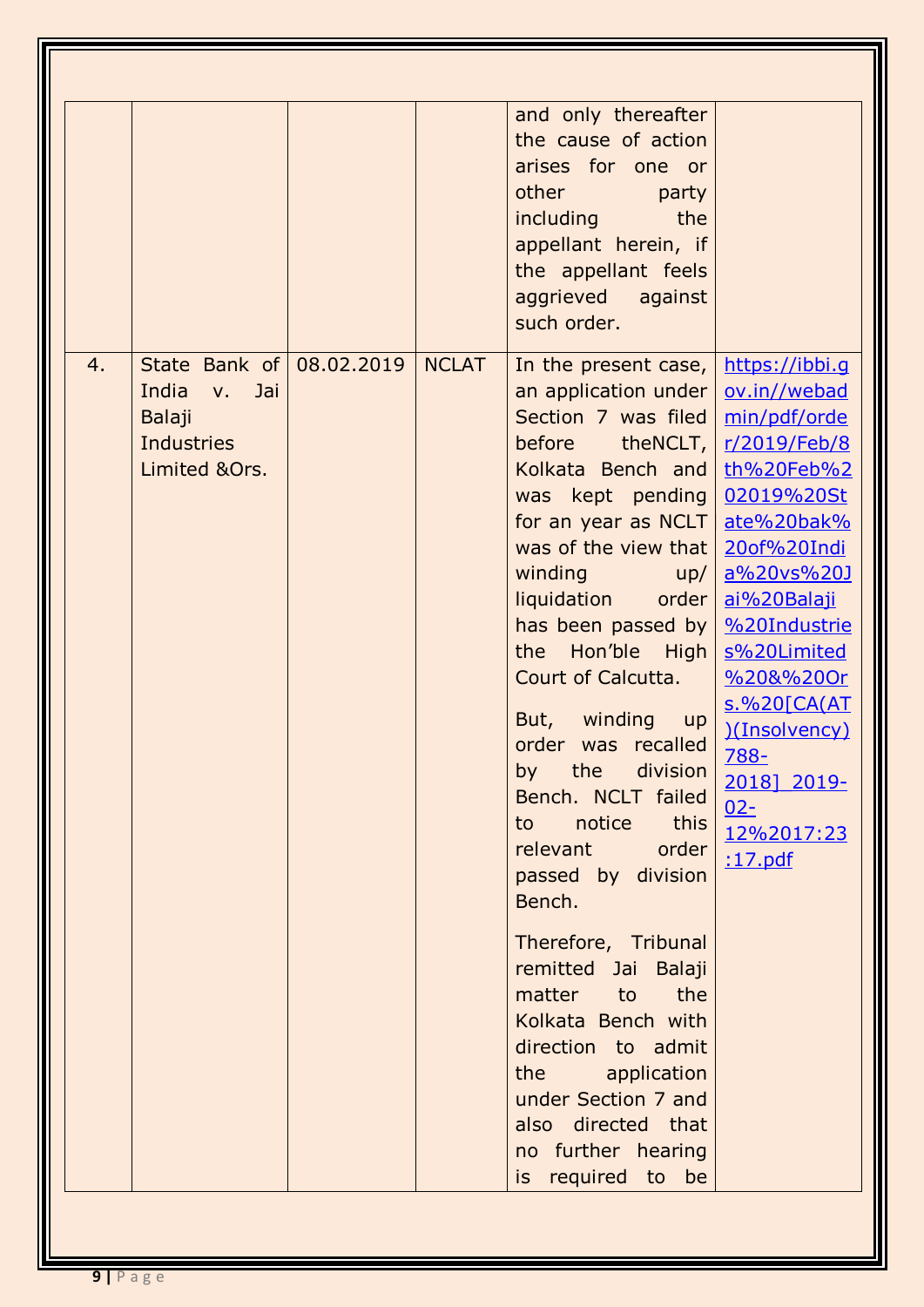| | | | | | |
|---|---|---|---|---|---|
| | | | | and only thereafter the cause of action arises for one or other party including the appellant herein, if the appellant feels aggrieved against such order. | |
| 4. | State Bank of India v. Jai Balaji Industries Limited &Ors. | 08.02.2019 | NCLAT | In the present case, an application under Section 7 was filed before theNCLT, Kolkata Bench and was kept pending for an year as NCLT was of the view that winding up/ liquidation order has been passed by the Hon'ble High Court of Calcutta.<br><br>But, winding up order was recalled by the division Bench. NCLT failed to notice this relevant order passed by division Bench.<br><br>Therefore, Tribunal remitted Jai Balaji matter to the Kolkata Bench with direction to admit the application under Section 7 and also directed that no further hearing is required to be | https://ibbi.gov.in//webadmin/pdf/order/2019/Feb/8th%20Feb%202019%20State%20bak%20of%20India%20vs%20Jai%20Balaji%20Industries%20Limited%20&%20Ors.%20[CA(AT)(Insolvency)788-2018]_2019-02-12%2017:23:17.pdf |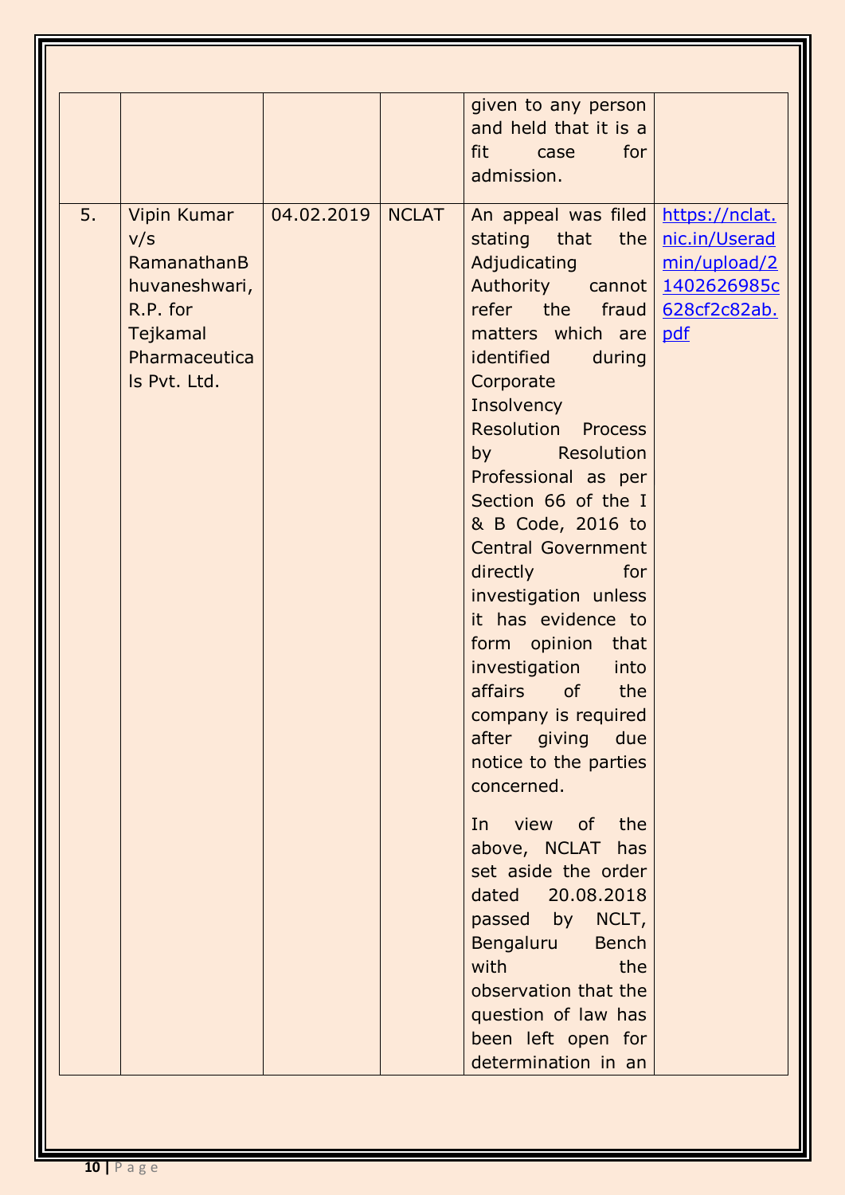| | | | | | |
|---|---|---|---|---|---|
| | | | | given to any person and held that it is a fit case for admission. | |
| 5. | Vipin Kumar v/s RamanathanBhuvaneshwari, R.P. for Tejkamal Pharmaceuticals Pvt. Ltd. | 04.02.2019 | NCLAT | An appeal was filed stating that the Adjudicating Authority cannot refer the fraud matters which are identified during Corporate Insolvency Resolution Process by Resolution Professional as per Section 66 of the I & B Code, 2016 to Central Government directly for investigation unless it has evidence to form opinion that investigation into affairs of the company is required after giving due notice to the parties concerned.<br><br>In view of the above, NCLAT has set aside the order dated 20.08.2018 passed by NCLT, Bengaluru Bench with the observation that the question of law has been left open for determination in an | [https://nclat.nic.in/Useradmin/upload/21402626985c628cf2c82ab.pdf](https://nclat.nic.in/Useradmin/upload/21402626985c628cf2c82ab.pdf) |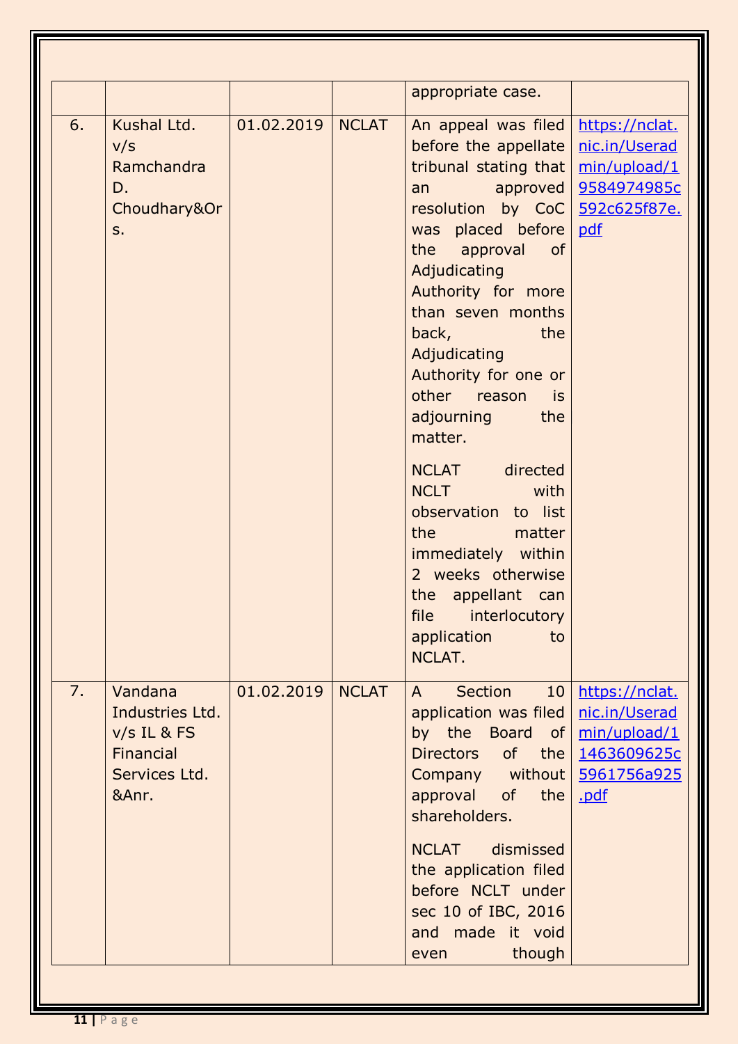| | | | | | |
|---|---|---|---|---|---|
| | | | | appropriate case. | |
| 6. | Kushal Ltd. v/s Ramchandra D. Choudhary&Ors. | 01.02.2019 | NCLAT | An appeal was filed before the appellate tribunal stating that an approved resolution by CoC was placed before the approval of Adjudicating Authority for more than seven months back, the Adjudicating Authority for one or other reason is adjourning the matter.<br><br>NCLAT directed NCLT with observation to list the matter immediately within 2 weeks otherwise the appellant can file interlocutory application to NCLAT. | https://nclat.nic.in/Useradmin/upload/19584974985c592c625f87e.pdf |
| 7. | Vandana Industries Ltd. v/s IL & FS Financial Services Ltd. &Anr. | 01.02.2019 | NCLAT | A Section 10 application was filed by the Board of Directors of the Company without approval of the shareholders.<br><br>NCLAT dismissed the application filed before NCLT under sec 10 of IBC, 2016 and made it void even though | https://nclat.nic.in/Useradmin/upload/11463609625c5961756a925.pdf |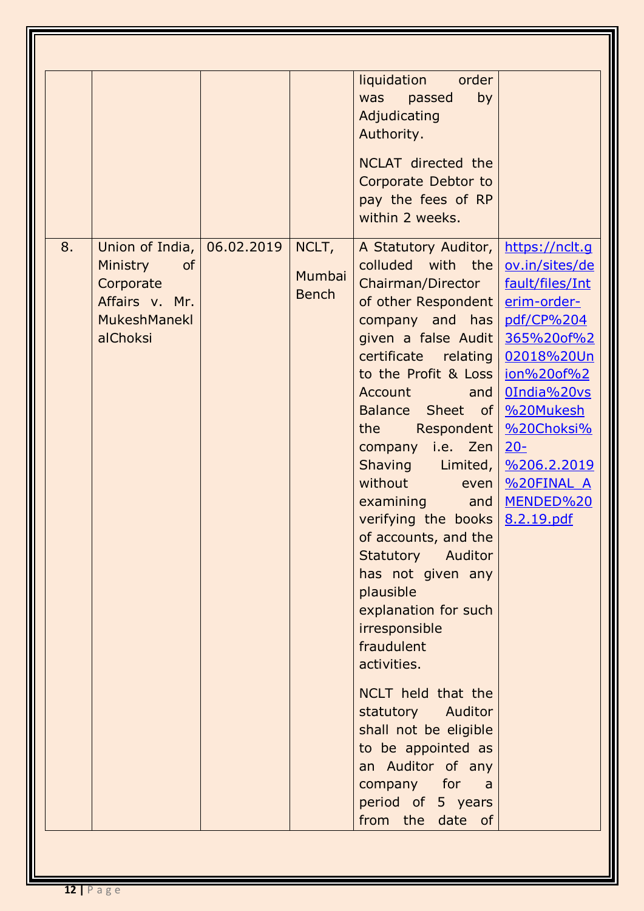| | | | | liquidation order was passed by Adjudicating Authority.<br><br>NCLAT directed the Corporate Debtor to pay the fees of RP within 2 weeks. | |
|---|---|---|---|---|---|
| 8. | Union of India, Ministry of Corporate Affairs v. Mr. MukeshManeklalChoksi | 06.02.2019 | NCLT, Mumbai Bench | A Statutory Auditor, colluded with the Chairman/Director of other Respondent company and has given a false Audit certificate relating to the Profit & Loss Account and Balance Sheet of the Respondent company i.e. Zen Shaving Limited, without even examining and verifying the books of accounts, and the Statutory Auditor has not given any plausible explanation for such irresponsible fraudulent activities.<br><br>NCLT held that the statutory Auditor shall not be eligible to be appointed as an Auditor of any company for a period of 5 years from the date of | https://nclt.gov.in/sites/default/files/Interim-order-pdf/CP%204365%20of%202018%20Union%20of%20India%20vs%20Mukesh%20Choksi%20-%206.2.2019%20FINAL_AMENDED%208.2.19.pdf |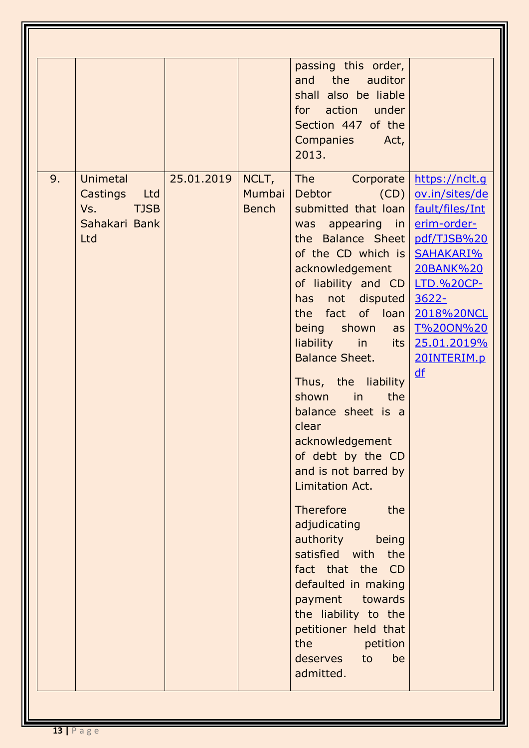| | | | | | |
|---|---|---|---|---|---|
| | | | | passing this order, and the auditor shall also be liable for action under Section 447 of the Companies Act, 2013. | |
| 9. | Unimetal Castings Ltd Vs. TJSB Sahakari Bank Ltd | 25.01.2019 | NCLT, Mumbai Bench | The Corporate Debtor (CD) submitted that loan was appearing in the Balance Sheet of the CD which is acknowledgement of liability and CD has not disputed the fact of loan being shown as liability in its Balance Sheet.<br><br>Thus, the liability shown in the balance sheet is a clear acknowledgement of debt by the CD and is not barred by Limitation Act.<br><br>Therefore the adjudicating authority being satisfied with the fact that the CD defaulted in making payment towards the liability to the petitioner held that the petition deserves to be admitted. | https://nclt.gov.in/sites/default/files/Interim-order-pdf/TJSB%20SAHAKARI%20BANK%20LTD.%20CP-3622-2018%20NCLT%20ON%2025.01.2019%20INTERIM.pdf |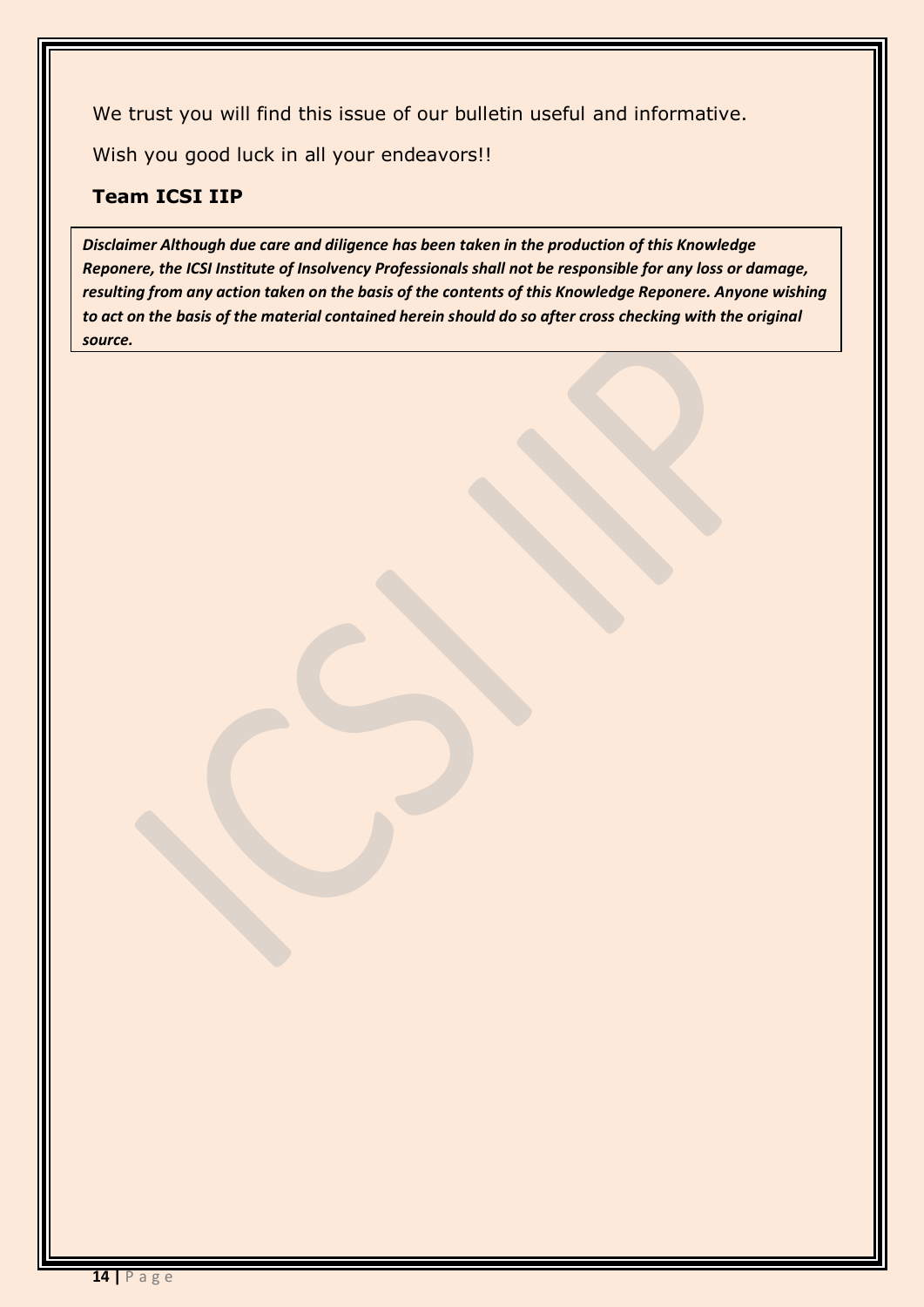We trust you will find this issue of our bulletin useful and informative.

Wish you good luck in all your endeavors!!

**Team ICSI IIP**

***Disclaimer Although due care and diligence has been taken in the production of this Knowledge Reponere, the ICSI Institute of Insolvency Professionals shall not be responsible for any loss or damage, resulting from any action taken on the basis of the contents of this Knowledge Reponere. Anyone wishing to act on the basis of the material contained herein should do so after cross checking with the original source.***